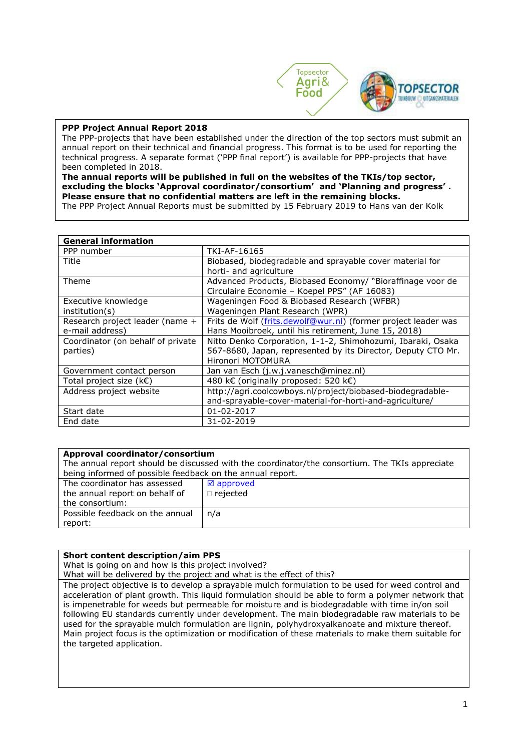**PPP Project Annual Report 2018**
The PPP-projects that have been established under the direction of the top sectors must submit an annual report on their technical and financial progress. This format is to be used for reporting the technical progress. A separate format ('PPP final report') is available for PPP-projects that have been completed in 2018.
**The annual reports will be published in full on the websites of the TKIs/top sector, excluding the blocks 'Approval coordinator/consortium' and 'Planning and progress'. Please ensure that no confidential matters are left in the remaining blocks.**
The PPP Project Annual Reports must be submitted by 15 February 2019 to Hans van der Kolk

| **General information** | |
|---|---|
| PPP number | TKI-AF-16165 |
| Title | Biobased, biodegradable and sprayable cover material for horti- and agriculture |
| Theme | Advanced Products, Biobased Economy/ "Bioraffinage voor de Circulaire Economie – Koepel PPS" (AF 16083) |
| Executive knowledge institution(s) | Wageningen Food & Biobased Research (WFBR) Wageningen Plant Research (WPR) |
| Research project leader (name + e-mail address) | Frits de Wolf (frits.dewolf@wur.nl) (former project leader was Hans Mooibroek, until his retirement, June 15, 2018) |
| Coordinator (on behalf of private parties) | Nitto Denko Corporation, 1-1-2, Shimohozumi, Ibaraki, Osaka 567-8680, Japan, represented by its Director, Deputy CTO Mr. Hironori MOTOMURA |
| Government contact person | Jan van Esch (j.w.j.vanesch@minez.nl) |
| Total project size (k€) | 480 k€ (originally proposed: 520 k€) |
| Address project website | http://agri.coolcowboys.nl/project/biobased-biodegradable-and-sprayable-cover-material-for-horti-and-agriculture/ |
| Start date | 01-02-2017 |
| End date | 31-02-2019 |

| **Approval coordinator/consortium** | |
|---|---|
| The annual report should be discussed with the coordinator/the consortium. The TKIs appreciate being informed of possible feedback on the annual report. | |
| The coordinator has assessed the annual report on behalf of the consortium: | ☑ approved<br>☐ ~~rejected~~ |
| Possible feedback on the annual report: | n/a |

| **Short content description/aim PPS** |
|---|
| What is going on and how is this project involved?<br>What will be delivered by the project and what is the effect of this? |
| The project objective is to develop a sprayable mulch formulation to be used for weed control and acceleration of plant growth. This liquid formulation should be able to form a polymer network that is impenetrable for weeds but permeable for moisture and is biodegradable with time in/on soil following EU standards currently under development. The main biodegradable raw materials to be used for the sprayable mulch formulation are lignin, polyhydroxyalkanoate and mixture thereof. Main project focus is the optimization or modification of these materials to make them suitable for the targeted application. |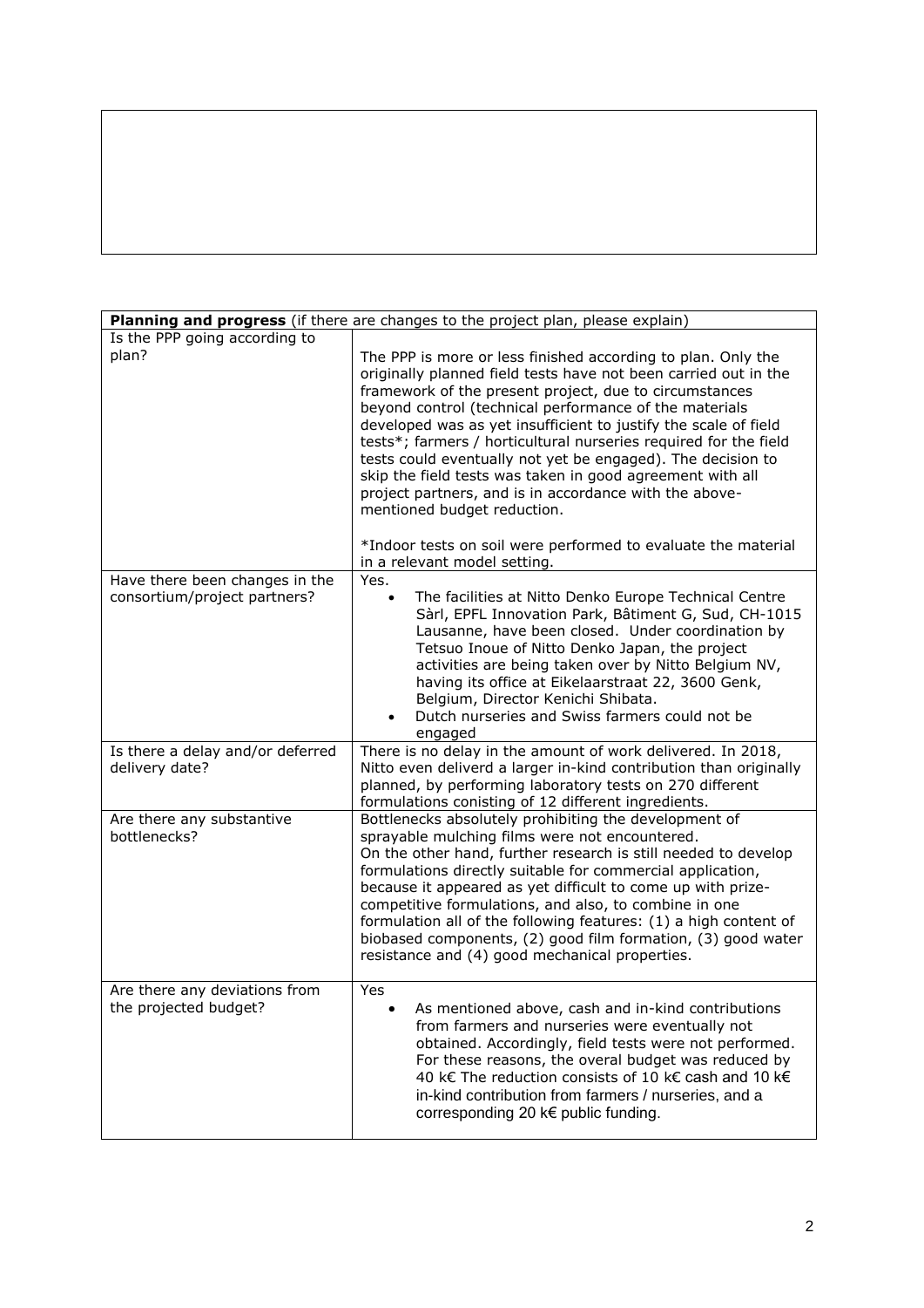| **Planning and progress** (if there are changes to the project plan, please explain) | |
|---|---|
| Is the PPP going according to plan? | The PPP is more or less finished according to plan. Only the originally planned field tests have not been carried out in the framework of the present project, due to circumstances beyond control (technical performance of the materials developed was as yet insufficient to justify the scale of field tests*; farmers / horticultural nurseries required for the field tests could eventually not yet be engaged). The decision to skip the field tests was taken in good agreement with all project partners, and is in accordance with the above-mentioned budget reduction.<br><br>*Indoor tests on soil were performed to evaluate the material in a relevant model setting. |
| Have there been changes in the consortium/project partners? | Yes.<br>• The facilities at Nitto Denko Europe Technical Centre Sàrl, EPFL Innovation Park, Bâtiment G, Sud, CH-1015 Lausanne, have been closed. Under coordination by Tetsuo Inoue of Nitto Denko Japan, the project activities are being taken over by Nitto Belgium NV, having its office at Eikelaarstraat 22, 3600 Genk, Belgium, Director Kenichi Shibata.<br>• Dutch nurseries and Swiss farmers could not be engaged |
| Is there a delay and/or deferred delivery date? | There is no delay in the amount of work delivered. In 2018, Nitto even deliverd a larger in-kind contribution than originally planned, by performing laboratory tests on 270 different formulations conisting of 12 different ingredients. |
| Are there any substantive bottlenecks? | Bottlenecks absolutely prohibiting the development of sprayable mulching films were not encountered.<br>On the other hand, further research is still needed to develop formulations directly suitable for commercial application, because it appeared as yet difficult to come up with prize-competitive formulations, and also, to combine in one formulation all of the following features: (1) a high content of biobased components, (2) good film formation, (3) good water resistance and (4) good mechanical properties. |
| Are there any deviations from the projected budget? | Yes<br>• As mentioned above, cash and in-kind contributions from farmers and nurseries were eventually not obtained. Accordingly, field tests were not performed. For these reasons, the overal budget was reduced by 40 k€ The reduction consists of 10 k€ cash and 10 k€ in-kind contribution from farmers / nurseries, and a corresponding 20 k€ public funding. |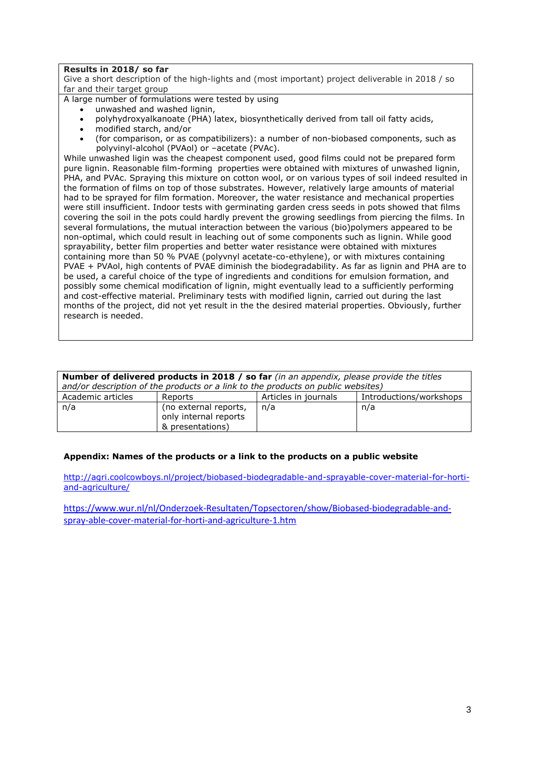**Results in 2018/ so far**
Give a short description of the high-lights and (most important) project deliverable in 2018 / so far and their target group

A large number of formulations were tested by using

- unwashed and washed lignin,
- polyhydroxyalkanoate (PHA) latex, biosynthetically derived from tall oil fatty acids,
- modified starch, and/or
- (for comparison, or as compatibilizers): a number of non-biobased components, such as polyvinyl-alcohol (PVAol) or –acetate (PVAc).

While unwashed ligin was the cheapest component used, good films could not be prepared form pure lignin. Reasonable film-forming properties were obtained with mixtures of unwashed lignin, PHA, and PVAc. Spraying this mixture on cotton wool, or on various types of soil indeed resulted in the formation of films on top of those substrates. However, relatively large amounts of material had to be sprayed for film formation. Moreover, the water resistance and mechanical properties were still insufficient. Indoor tests with germinating garden cress seeds in pots showed that films covering the soil in the pots could hardly prevent the growing seedlings from piercing the films. In several formulations, the mutual interaction between the various (bio)polymers appeared to be non-optimal, which could result in leaching out of some components such as lignin. While good sprayability, better film properties and better water resistance were obtained with mixtures containing more than 50 % PVAE (polyvnyl acetate-co-ethylene), or with mixtures containing PVAE + PVAol, high contents of PVAE diminish the biodegradability. As far as lignin and PHA are to be used, a careful choice of the type of ingredients and conditions for emulsion formation, and possibly some chemical modification of lignin, might eventually lead to a sufficiently performing and cost-effective material. Preliminary tests with modified lignin, carried out during the last months of the project, did not yet result in the the desired material properties. Obviously, further research is needed.

**Number of delivered products in 2018 / so far** *(in an appendix, please provide the titles and/or description of the products or a link to the products on public websites)*

| Academic articles | Reports | Articles in journals | Introductions/workshops |
|---|---|---|---|
| n/a | (no external reports, only internal reports & presentations) | n/a | n/a |

**Appendix: Names of the products or a link to the products on a public website**

http://agri.coolcowboys.nl/project/biobased-biodegradable-and-sprayable-cover-material-for-horti-and-agriculture/

https://www.wur.nl/nl/Onderzoek-Resultaten/Topsectoren/show/Biobased-biodegradable-and-spray-able-cover-material-for-horti-and-agriculture-1.htm